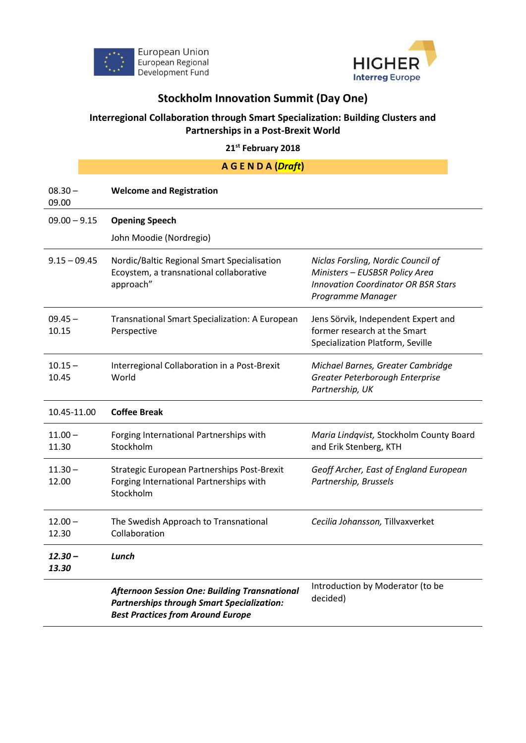European Union
European Regional
Development Fund

HIGHER
Interreg Europe

# Stockholm Innovation Summit (Day One)

## Interregional Collaboration through Smart Specialization: Building Clusters and Partnerships in a Post-Brexit World

**21st February 2018**

**A G E N D A (*Draft*)**

| Time | Session | Speaker |
|---|---|---|
| 08.30 – 09.00 | **Welcome and Registration** | |
| 09.00 – 9.15 | **Opening Speech**<br>John Moodie (Nordregio) | |
| 9.15 – 09.45 | Nordic/Baltic Regional Smart Specialisation Ecoystem, a transnational collaborative approach” | *Niclas Forsling, Nordic Council of Ministers – EUSBSR Policy Area Innovation Coordinator OR BSR Stars Programme Manager* |
| 09.45 – 10.15 | Transnational Smart Specialization: A European Perspective | Jens Sörvik, Independent Expert and former research at the Smart Specialization Platform, Seville |
| 10.15 – 10.45 | Interregional Collaboration in a Post-Brexit World | *Michael Barnes, Greater Cambridge Greater Peterborough Enterprise Partnership, UK* |
| 10.45-11.00 | **Coffee Break** | |
| 11.00 – 11.30 | Forging International Partnerships with Stockholm | *Maria Lindqvist,* Stockholm County Board and Erik Stenberg, KTH |
| 11.30 – 12.00 | Strategic European Partnerships Post-Brexit Forging International Partnerships with Stockholm | *Geoff Archer, East of England European Partnership, Brussels* |
| 12.00 – 12.30 | The Swedish Approach to Transnational Collaboration | *Cecilia Johansson,* Tillvaxverket |
| ***12.30 – 13.30*** | ***Lunch*** | |
| | ***Afternoon Session One: Building Transnational Partnerships through Smart Specialization: Best Practices from Around Europe*** | Introduction by Moderator (to be decided) |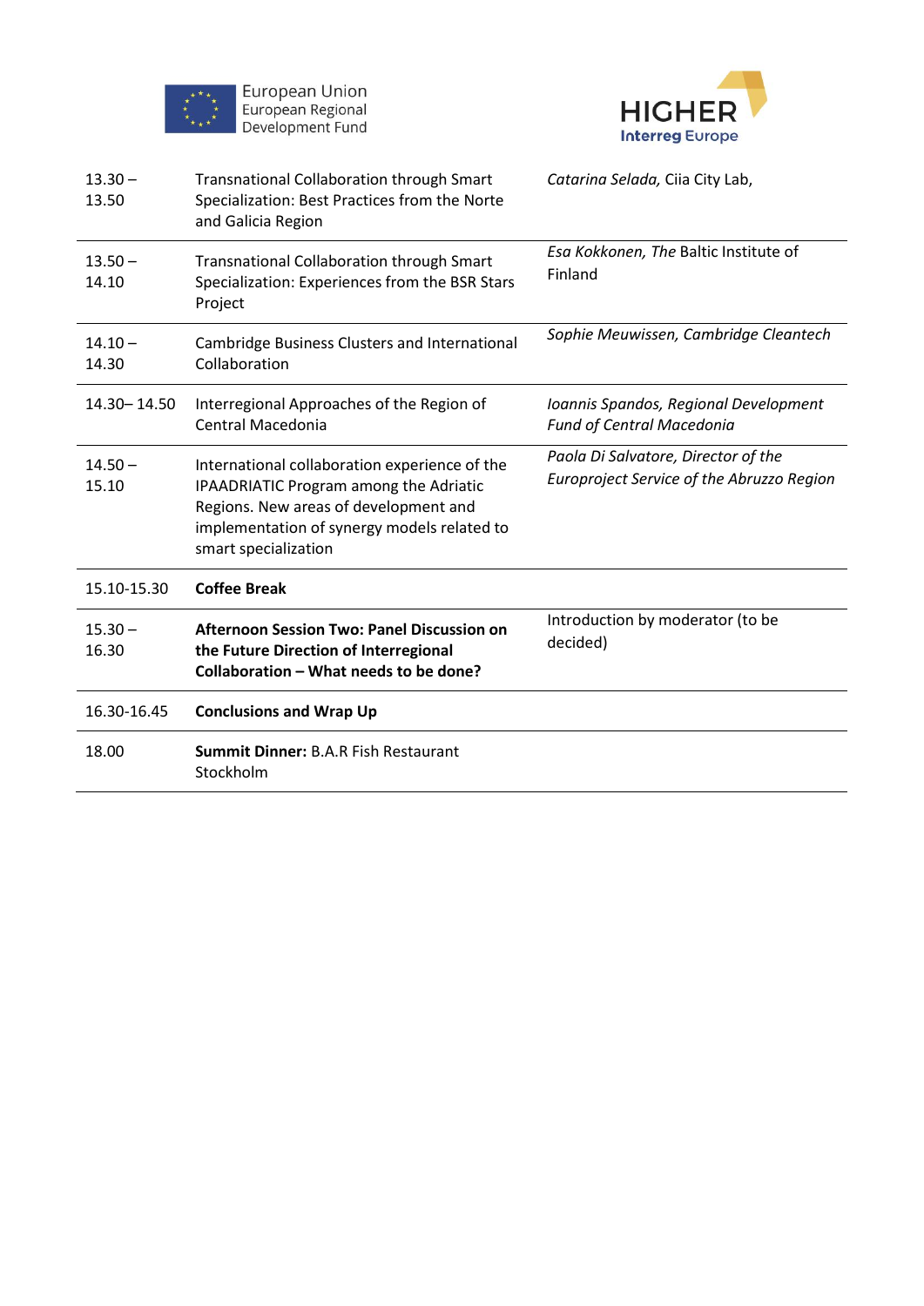| | | |
|---|---|---|
| 13.30 – 13.50 | Transnational Collaboration through Smart Specialization: Best Practices from the Norte and Galicia Region | *Catarina Selada,* Ciia City Lab, |
| 13.50 – 14.10 | Transnational Collaboration through Smart Specialization: Experiences from the BSR Stars Project | *Esa Kokkonen, The* Baltic Institute of Finland |
| 14.10 – 14.30 | Cambridge Business Clusters and International Collaboration | *Sophie Meuwissen, Cambridge Cleantech* |
| 14.30– 14.50 | Interregional Approaches of the Region of Central Macedonia | *Ioannis Spandos, Regional Development Fund of Central Macedonia* |
| 14.50 – 15.10 | International collaboration experience of the IPAADRIATIC Program among the Adriatic Regions. New areas of development and implementation of synergy models related to smart specialization | *Paola Di Salvatore, Director of the Europroject Service of the Abruzzo Region* |
| 15.10-15.30 | **Coffee Break** | |
| 15.30 – 16.30 | **Afternoon Session Two: Panel Discussion on the Future Direction of Interregional Collaboration – What needs to be done?** | Introduction by moderator (to be decided) |
| 16.30-16.45 | **Conclusions and Wrap Up** | |
| 18.00 | **Summit Dinner:** B.A.R Fish Restaurant Stockholm | |